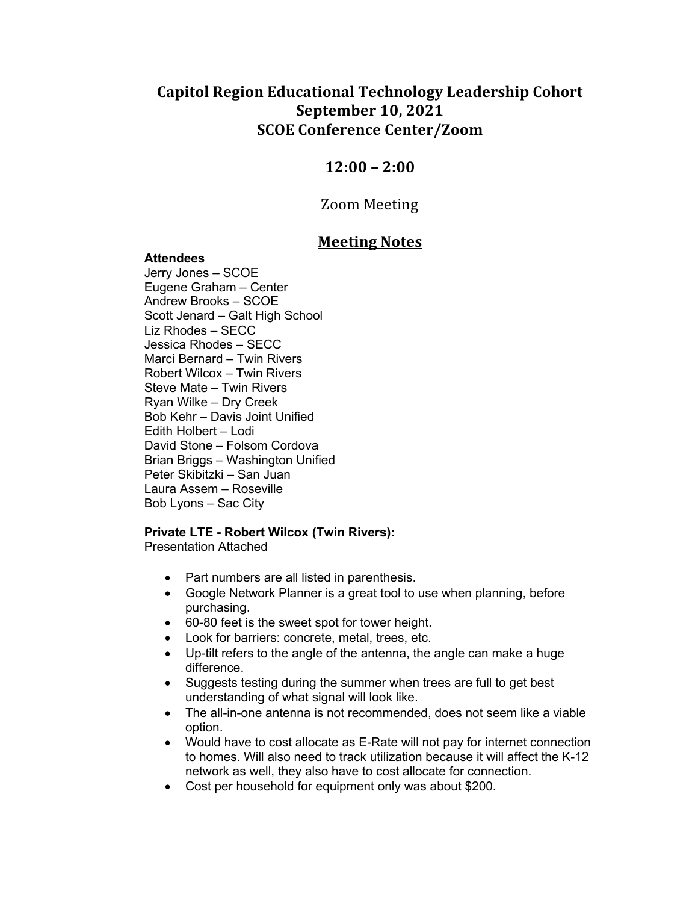# Capitol Region Educational Technology Leadership Cohort
# September 10, 2021
# SCOE Conference Center/Zoom

## 12:00 – 2:00

Zoom Meeting

## Meeting Notes

**Attendees**

Jerry Jones – SCOE
Eugene Graham – Center
Andrew Brooks – SCOE
Scott Jenard – Galt High School
Liz Rhodes – SECC
Jessica Rhodes – SECC
Marci Bernard – Twin Rivers
Robert Wilcox – Twin Rivers
Steve Mate – Twin Rivers
Ryan Wilke – Dry Creek
Bob Kehr – Davis Joint Unified
Edith Holbert – Lodi
David Stone – Folsom Cordova
Brian Briggs – Washington Unified
Peter Skibitzki – San Juan
Laura Assem – Roseville
Bob Lyons – Sac City

**Private LTE - Robert Wilcox (Twin Rivers):**

Presentation Attached

- Part numbers are all listed in parenthesis.
- Google Network Planner is a great tool to use when planning, before purchasing.
- 60-80 feet is the sweet spot for tower height.
- Look for barriers: concrete, metal, trees, etc.
- Up-tilt refers to the angle of the antenna, the angle can make a huge difference.
- Suggests testing during the summer when trees are full to get best understanding of what signal will look like.
- The all-in-one antenna is not recommended, does not seem like a viable option.
- Would have to cost allocate as E-Rate will not pay for internet connection to homes. Will also need to track utilization because it will affect the K-12 network as well, they also have to cost allocate for connection.
- Cost per household for equipment only was about $200.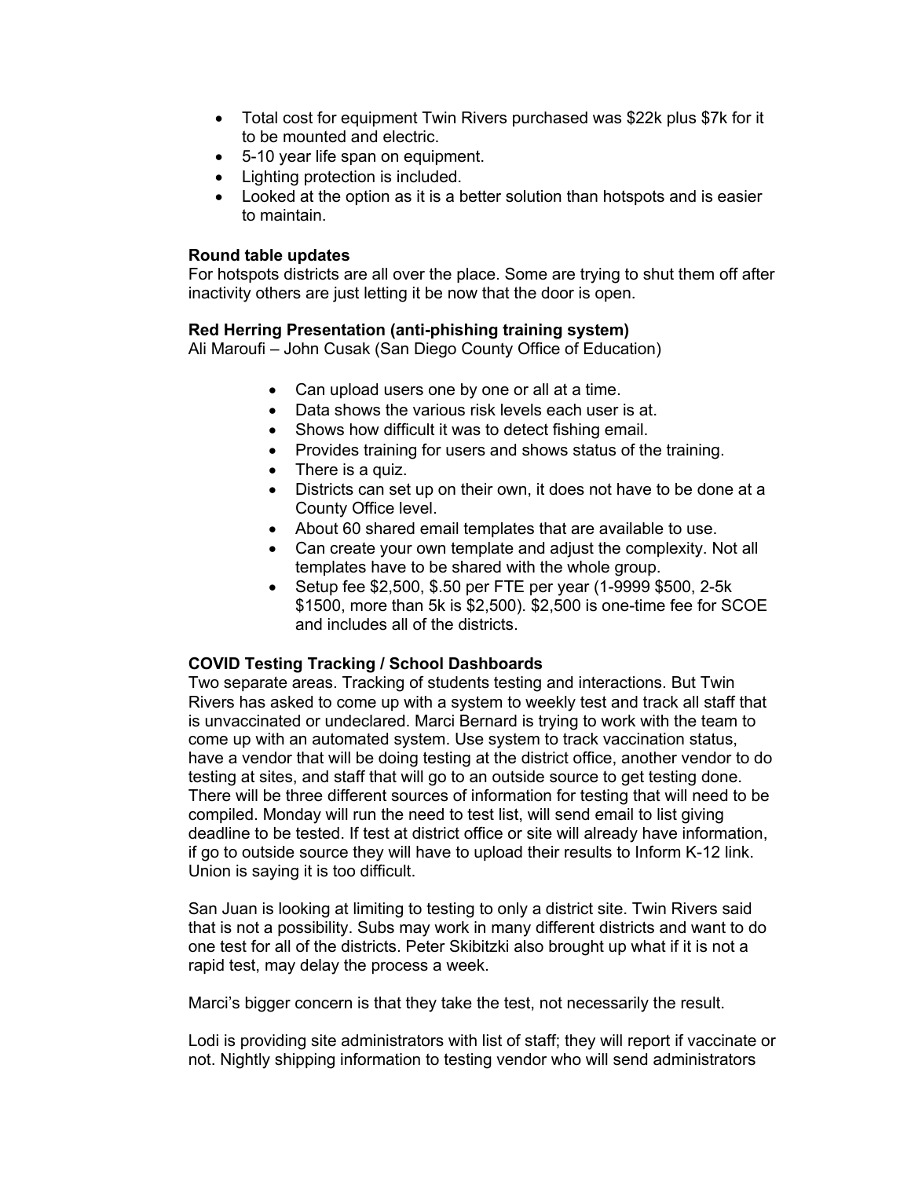- Total cost for equipment Twin Rivers purchased was $22k plus $7k for it to be mounted and electric.
- 5-10 year life span on equipment.
- Lighting protection is included.
- Looked at the option as it is a better solution than hotspots and is easier to maintain.

**Round table updates**
For hotspots districts are all over the place. Some are trying to shut them off after inactivity others are just letting it be now that the door is open.

**Red Herring Presentation (anti-phishing training system)**
Ali Maroufi – John Cusak (San Diego County Office of Education)

- Can upload users one by one or all at a time.
- Data shows the various risk levels each user is at.
- Shows how difficult it was to detect fishing email.
- Provides training for users and shows status of the training.
- There is a quiz.
- Districts can set up on their own, it does not have to be done at a County Office level.
- About 60 shared email templates that are available to use.
- Can create your own template and adjust the complexity. Not all templates have to be shared with the whole group.
- Setup fee $2,500, $.50 per FTE per year (1-9999 $500, 2-5k $1500, more than 5k is $2,500). $2,500 is one-time fee for SCOE and includes all of the districts.

**COVID Testing Tracking / School Dashboards**
Two separate areas. Tracking of students testing and interactions. But Twin Rivers has asked to come up with a system to weekly test and track all staff that is unvaccinated or undeclared. Marci Bernard is trying to work with the team to come up with an automated system. Use system to track vaccination status, have a vendor that will be doing testing at the district office, another vendor to do testing at sites, and staff that will go to an outside source to get testing done. There will be three different sources of information for testing that will need to be compiled. Monday will run the need to test list, will send email to list giving deadline to be tested. If test at district office or site will already have information, if go to outside source they will have to upload their results to Inform K-12 link. Union is saying it is too difficult.

San Juan is looking at limiting to testing to only a district site. Twin Rivers said that is not a possibility. Subs may work in many different districts and want to do one test for all of the districts. Peter Skibitzki also brought up what if it is not a rapid test, may delay the process a week.

Marci's bigger concern is that they take the test, not necessarily the result.

Lodi is providing site administrators with list of staff; they will report if vaccinate or not. Nightly shipping information to testing vendor who will send administrators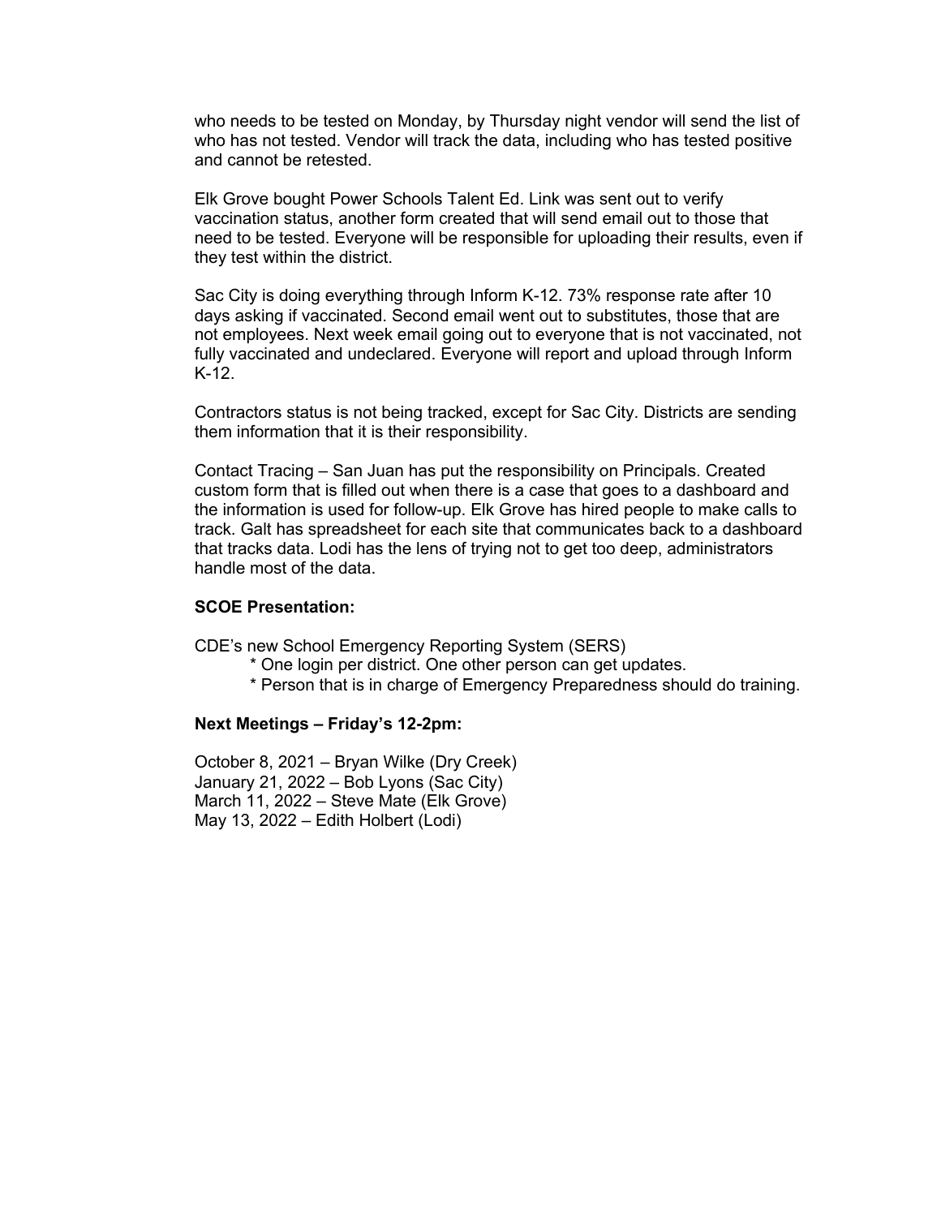who needs to be tested on Monday, by Thursday night vendor will send the list of who has not tested. Vendor will track the data, including who has tested positive and cannot be retested.

Elk Grove bought Power Schools Talent Ed. Link was sent out to verify vaccination status, another form created that will send email out to those that need to be tested. Everyone will be responsible for uploading their results, even if they test within the district.

Sac City is doing everything through Inform K-12. 73% response rate after 10 days asking if vaccinated. Second email went out to substitutes, those that are not employees. Next week email going out to everyone that is not vaccinated, not fully vaccinated and undeclared. Everyone will report and upload through Inform K-12.

Contractors status is not being tracked, except for Sac City. Districts are sending them information that it is their responsibility.

Contact Tracing – San Juan has put the responsibility on Principals. Created custom form that is filled out when there is a case that goes to a dashboard and the information is used for follow-up. Elk Grove has hired people to make calls to track. Galt has spreadsheet for each site that communicates back to a dashboard that tracks data. Lodi has the lens of trying not to get too deep, administrators handle most of the data.

**SCOE Presentation:**

CDE's new School Emergency Reporting System (SERS)

* One login per district. One other person can get updates.
* Person that is in charge of Emergency Preparedness should do training.

**Next Meetings – Friday's 12-2pm:**

October 8, 2021 – Bryan Wilke (Dry Creek)
January 21, 2022 – Bob Lyons (Sac City)
March 11, 2022 – Steve Mate (Elk Grove)
May 13, 2022 – Edith Holbert (Lodi)